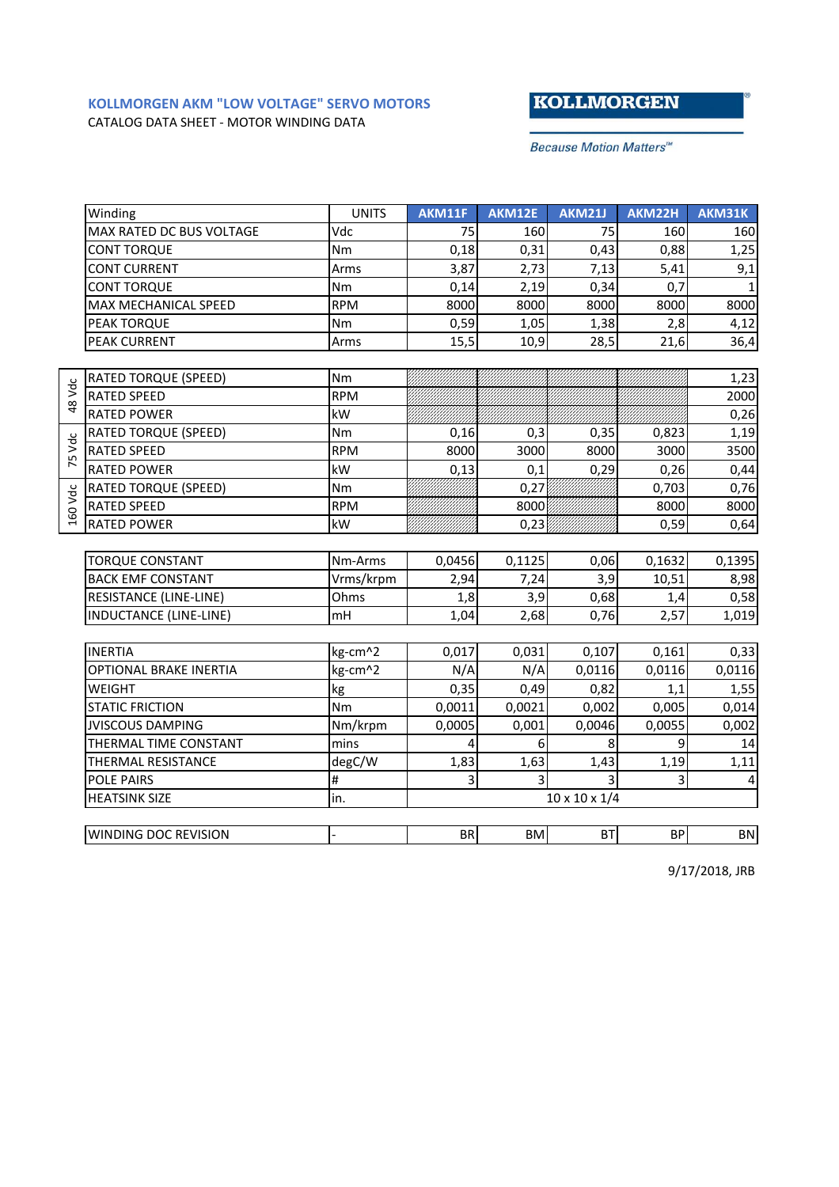## KOLLMORGEN AKM "LOW VOLTAGE" SERVO MOTORS

CATALOG DATA SHEET - MOTOR WINDING DATA

**KOLLMORGEN**

*Because Motion Matters™*

| | Winding | UNITS | AKM11F | AKM12E | AKM21J | AKM22H | AKM31K |
|---|---|---|---|---|---|---|---|
| | MAX RATED DC BUS VOLTAGE | Vdc | 75 | 160 | 75 | 160 | 160 |
| | CONT TORQUE | Nm | 0,18 | 0,31 | 0,43 | 0,88 | 1,25 |
| | CONT CURRENT | Arms | 3,87 | 2,73 | 7,13 | 5,41 | 9,1 |
| | CONT TORQUE | Nm | 0,14 | 2,19 | 0,34 | 0,7 | 1 |
| | MAX MECHANICAL SPEED | RPM | 8000 | 8000 | 8000 | 8000 | 8000 |
| | PEAK TORQUE | Nm | 0,59 | 1,05 | 1,38 | 2,8 | 4,12 |
| | PEAK CURRENT | Arms | 15,5 | 10,9 | 28,5 | 21,6 | 36,4 |
| 48 Vdc | RATED TORQUE (SPEED) | Nm | | | | | 1,23 |
| 48 Vdc | RATED SPEED | RPM | | | | | 2000 |
| 48 Vdc | RATED POWER | kW | | | | | 0,26 |
| 75 Vdc | RATED TORQUE (SPEED) | Nm | 0,16 | 0,3 | 0,35 | 0,823 | 1,19 |
| 75 Vdc | RATED SPEED | RPM | 8000 | 3000 | 8000 | 3000 | 3500 |
| 75 Vdc | RATED POWER | kW | 0,13 | 0,1 | 0,29 | 0,26 | 0,44 |
| 160 Vdc | RATED TORQUE (SPEED) | Nm | | 0,27 | | 0,703 | 0,76 |
| 160 Vdc | RATED SPEED | RPM | | 8000 | | 8000 | 8000 |
| 160 Vdc | RATED POWER | kW | | 0,23 | | 0,59 | 0,64 |
| | TORQUE CONSTANT | Nm-Arms | 0,0456 | 0,1125 | 0,06 | 0,1632 | 0,1395 |
| | BACK EMF CONSTANT | Vrms/krpm | 2,94 | 7,24 | 3,9 | 10,51 | 8,98 |
| | RESISTANCE (LINE-LINE) | Ohms | 1,8 | 3,9 | 0,68 | 1,4 | 0,58 |
| | INDUCTANCE (LINE-LINE) | mH | 1,04 | 2,68 | 0,76 | 2,57 | 1,019 |
| | INERTIA | kg-cm^2 | 0,017 | 0,031 | 0,107 | 0,161 | 0,33 |
| | OPTIONAL BRAKE INERTIA | kg-cm^2 | N/A | N/A | 0,0116 | 0,0116 | 0,0116 |
| | WEIGHT | kg | 0,35 | 0,49 | 0,82 | 1,1 | 1,55 |
| | STATIC FRICTION | Nm | 0,0011 | 0,0021 | 0,002 | 0,005 | 0,014 |
| | JVISCOUS DAMPING | Nm/krpm | 0,0005 | 0,001 | 0,0046 | 0,0055 | 0,002 |
| | THERMAL TIME CONSTANT | mins | 4 | 6 | 8 | 9 | 14 |
| | THERMAL RESISTANCE | degC/W | 1,83 | 1,63 | 1,43 | 1,19 | 1,11 |
| | POLE PAIRS | # | 3 | 3 | 3 | 3 | 4 |
| | HEATSINK SIZE | in. | 10 x 10 x 1/4 | | | | |
| | WINDING DOC REVISION | - | BR | BM | BT | BP | BN |

9/17/2018, JRB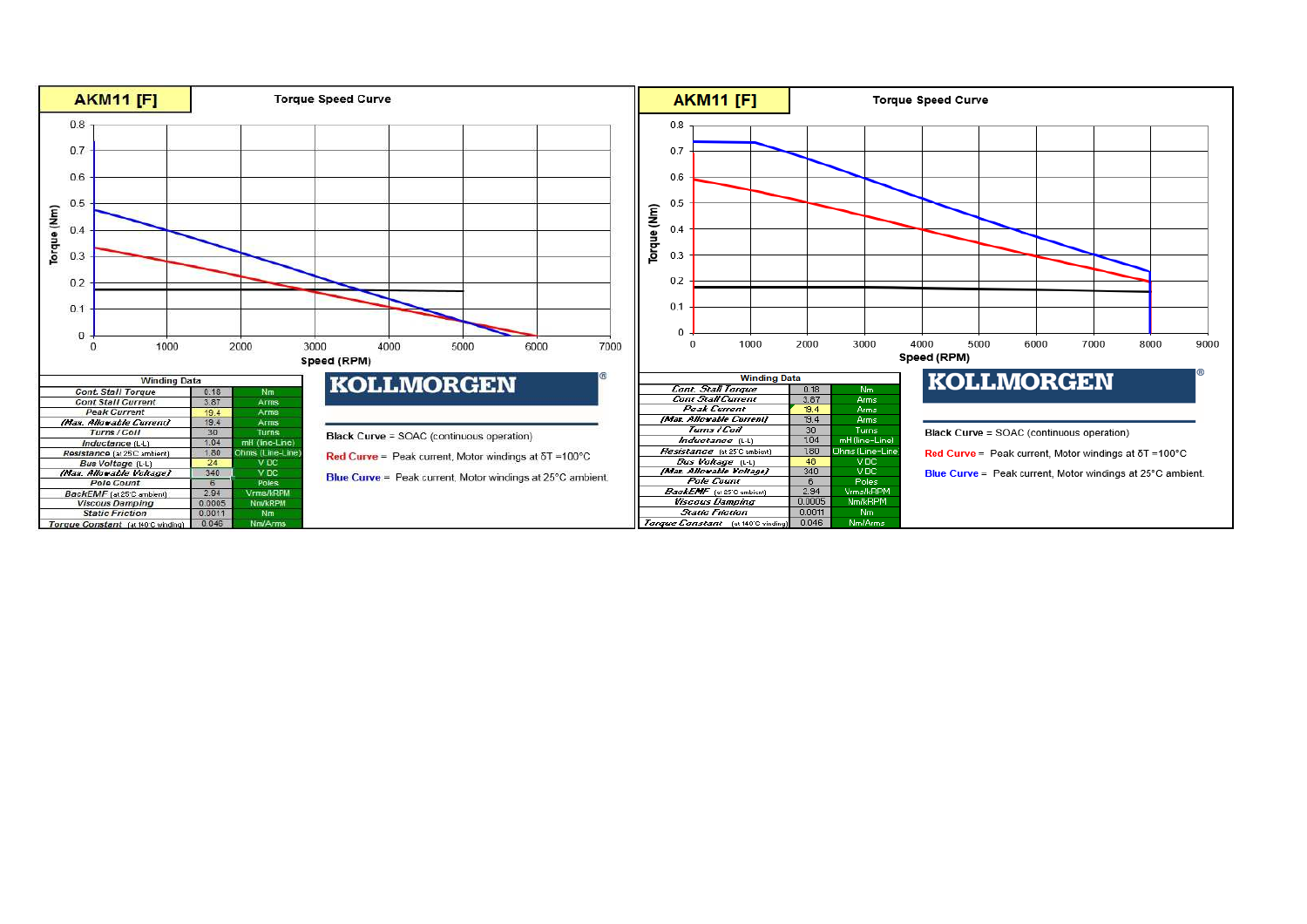## AKM11 [F]

### Torque Speed Curve

Torque (Nm) vs. Speed (RPM)

| Winding Data | | |
|---|---|---|
| Cont. Stall Torque | 0.18 | Nm |
| Cont. Stall Current | 3.87 | Arms |
| Peak Current | 19.4 | Arms |
| (Max. Allowable Current) | 19.4 | Arms |
| Turns / Coil | 30 | Turns |
| Inductance (L-L) | 1.04 | mH (line-Line) |
| Resistance (at 25°C ambient) | 1.80 | Ohms (Line-Line) |
| Bus Voltage (L-L) | 24 | V DC |
| (Max. Allowable Voltage) | 340 | V DC |
| Pole Count | 6 | Poles |
| BackEMF (at 25°C ambient) | 2.94 | Vrms/kRPM |
| Viscous Damping | 0.0005 | Nm/kRPM |
| Static Friction | 0.0011 | Nm |
| Torque Constant (at 140°C winding) | 0.046 | Nm/Arms |

**KOLLMORGEN**®

Black Curve = SOAC (continuous operation)

Red Curve = Peak current, Motor windings at δT =100°C

Blue Curve = Peak current, Motor windings at 25°C ambient.

## AKM11 [F]

### Torque Speed Curve

Torque (Nm) vs. Speed (RPM)

| Winding Data | | |
|---|---|---|
| Cont. Stall Torque | 0.18 | Nm |
| Cont. Stall Current | 3.87 | Arms |
| Peak Current | 19.4 | Arms |
| (Max. Allowable Current) | 19.4 | Arms |
| Turns / Coil | 30 | Turns |
| Inductance (L-L) | 1.04 | mH (line-Line) |
| Resistance (at 25°C ambient) | 1.80 | Ohms (Line-Line) |
| Bus Voltage (L-L) | 40 | V DC |
| (Max. Allowable Voltage) | 340 | V DC |
| Pole Count | 6 | Poles |
| BackEMF (at 25°C ambient) | 2.94 | Vrms/kRPM |
| Viscous Damping | 0.0005 | Nm/kRPM |
| Static Friction | 0.0011 | Nm |
| Torque Constant (at 140°C winding) | 0.046 | Nm/Arms |

**KOLLMORGEN**®

Black Curve = SOAC (continuous operation)

Red Curve = Peak current, Motor windings at δT =100°C

Blue Curve = Peak current, Motor windings at 25°C ambient.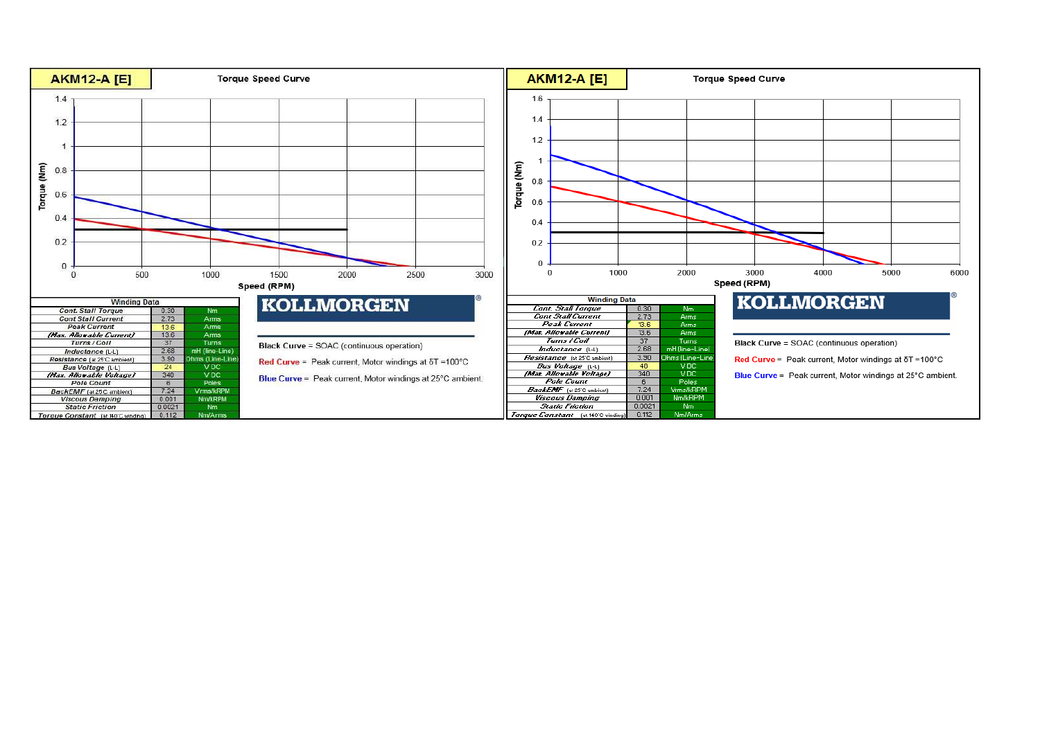## AKM12-A [E]

**Torque Speed Curve**

Torque (Nm) vs. Speed (RPM)

| Winding Data | | |
|---|---|---|
| Cont. Stall Torque | 0.30 | Nm |
| Cont Stall Current | 2.73 | Arms |
| Peak Current | 13.6 | Arms |
| (Max. Allowable Current) | 13.6 | Arms |
| Turns / Coil | 37 | Turns |
| Inductance (L-L) | 2.68 | mH (line-Line) |
| Resistance (at 25°C ambient) | 3.90 | Ohms (Line-Line) |
| Bus Voltage (L-L) | 24 | V DC |
| (Max. Allowable Voltage) | 340 | V DC |
| Pole Count | 6 | Poles |
| BackEMF (at 25C ambient) | 7.24 | Vrms/kRPM |
| Viscous Damping | 0.001 | Nm/kRPM |
| Static Friction | 0.0021 | Nm |
| Torque Constant (at 140°C winding) | 0.112 | Nm/Arms |

**KOLLMORGEN**®

**Black Curve** = SOAC (continuous operation)

**Red Curve** = Peak current, Motor windings at δT =100°C

**Blue Curve** = Peak current, Motor windings at 25°C ambient.

## AKM12-A [E]

**Torque Speed Curve**

Torque (Nm) vs. Speed (RPM)

| Winding Data | | |
|---|---|---|
| Cont. Stall Torque | 0.30 | Nm |
| Cont Stall Current | 2.73 | Arms |
| Peak Current | 13.6 | Arms |
| (Max. Allowable Current) | 13.6 | Arms |
| Turns / Coil | 37 | Turns |
| Inductance (L-L) | 2.68 | mH (line-Line) |
| Resistance (at 25°C ambient) | 3.90 | Ohms (Line-Line) |
| Bus Voltage (L-L) | 48 | V DC |
| (Max. Allowable Voltage) | 340 | V DC |
| Pole Count | 6 | Poles |
| BackEMF (at 25°C ambient) | 7.24 | Vrms/kRPM |
| Viscous Damping | 0.001 | Nm/kRPM |
| Static Friction | 0.0021 | Nm |
| Torque Constant (at 140°C winding) | 0.112 | Nm/Arms |

**KOLLMORGEN**®

**Black Curve** = SOAC (continuous operation)

**Red Curve** = Peak current, Motor windings at δT =100°C

**Blue Curve** = Peak current, Motor windings at 25°C ambient.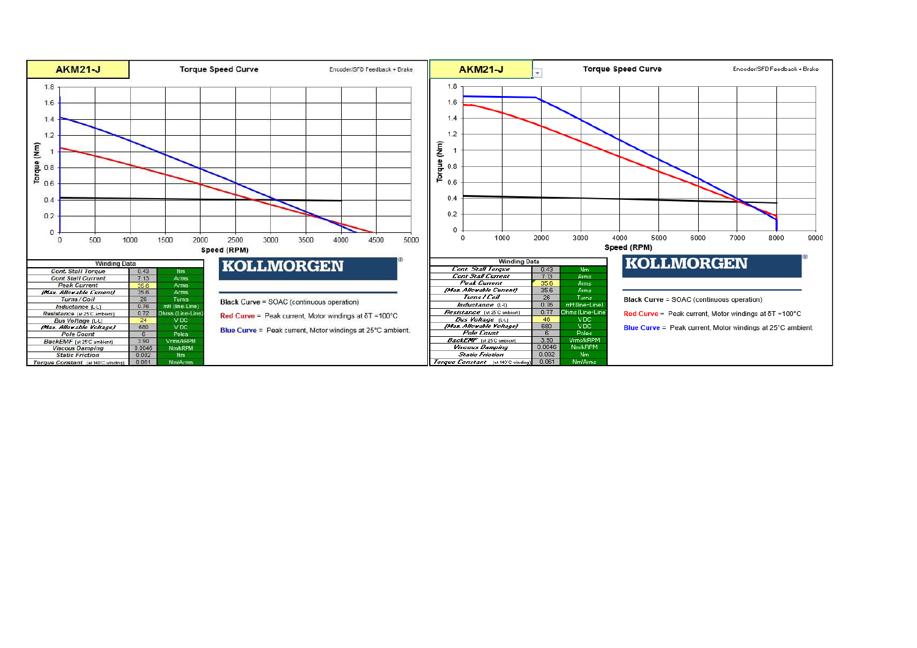## AKM21-J

**Torque Speed Curve** — Encoder/SFD Feedback + Brake

Torque (Nm) vs Speed (RPM)

| Winding Data | | |
|---|---|---|
| Cont. Stall Torque | 0.43 | Nm |
| Cont. Stall Current | 7.13 | Arms |
| Peak Current | 35.6 | Arms |
| (Max. Allowable Current) | 35.6 | Arms |
| Turns / Coil | 26 | Turns |
| Inductance (L-L) | 0.76 | mH (line-Line) |
| Resistance (at 25°C ambient) | 0.72 | Ohms (Line-Line) |
| Bus Voltage (L-L) | 24 | V DC |
| (Max. Allowable Voltage) | 680 | V DC |
| Pole Count | 6 | Poles |
| BackEMF (at 25°C ambient) | 3.90 | Vrms/kRPM |
| Viscous Damping | 0.0046 | Nm/kRPM |
| Static Friction | 0.002 | Nm |
| Torque Constant (at 140°C winding) | 0.061 | Nm/Arms |

**KOLLMORGEN**®

Black Curve = SOAC (continuous operation)

Red Curve = Peak current, Motor windings at δT =100°C

Blue Curve = Peak current, Motor windings at 25°C ambient.

## AKM21-J

**Torque Speed Curve** — Encoder/SFD Feedback + Brake

Torque (Nm) vs Speed (RPM)

| Winding Data | | |
|---|---|---|
| Cont. Stall Torque | 0.43 | Nm |
| Cont. Stall Current | 7.13 | Arms |
| Peak Current | 35.6 | Arms |
| (Max. Allowable Current) | 35.6 | Arms |
| Turns / Coil | 26 | Turns |
| Inductance (L-L) | 0.76 | mH (line-Line) |
| Resistance (at 25°C ambient) | 0.77 | Ohms (Line-Line) |
| Bus Voltage (L-L) | 48 | V DC |
| (Max. Allowable Voltage) | 680 | V DC |
| Pole Count | 6 | Poles |
| BackEMF (at 25°C ambient) | 3.30 | Vrms/kRPM |
| Viscous Damping | 0.0046 | Nm/kRPM |
| Static Friction | 0.002 | Nm |
| Torque Constant (at 140°C winding) | 0.061 | Nm/Arms |

**KOLLMORGEN**®

Black Curve = SOAC (continuous operation)

Red Curve = Peak current, Motor windings at δT =100°C

Blue Curve = Peak current, Motor windings at 25°C ambient.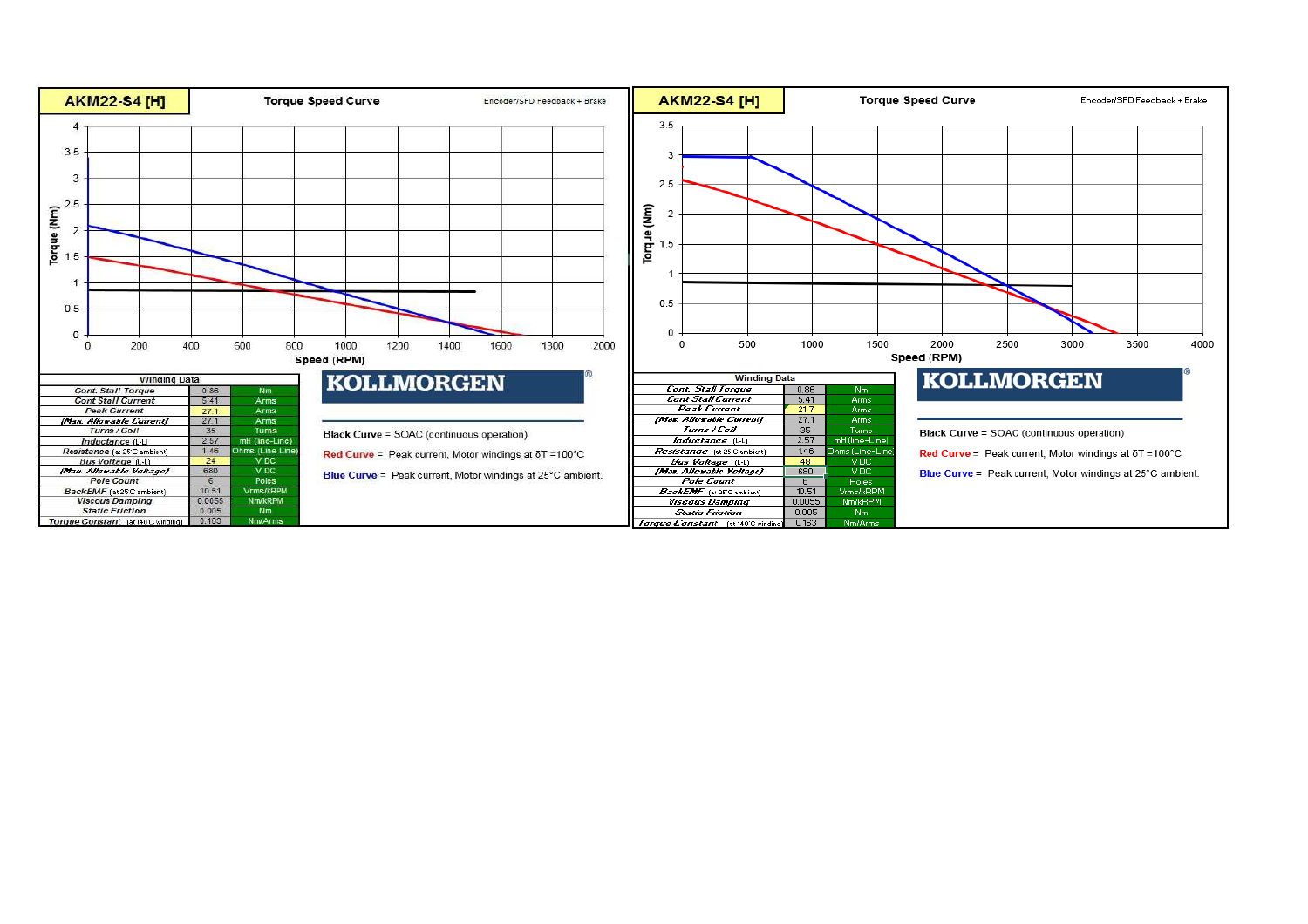## AKM22-S4 [H]

**Torque Speed Curve** — Encoder/SFD Feedback + Brake

| Winding Data | | |
|---|---|---|
| Cont. Stall Torque | 0.86 | Nm |
| Cont Stall Current | 5.41 | Arms |
| Peak Current | 27.1 | Arms |
| (Max. Allowable Current) | 27.1 | Arms |
| Turns / Coil | 35 | Turns |
| Inductance (L-L) | 2.57 | mH (line-Line) |
| Resistance (at 25C ambient) | 1.46 | Ohms (Line-Line) |
| Bus Voltage (L-L) | 24 | V DC |
| (Max. Allowable Voltage) | 680 | V DC |
| Pole Count | 6 | Poles |
| BackEMF (at 25C ambient) | 10.51 | Vrms/kRPM |
| Viscous Damping | 0.0055 | Nm/kRPM |
| Static Friction | 0.005 | Nm |
| Torque Constant (at 140C winding) | 0.163 | Nm/Arms |

**KOLLMORGEN**

**Black Curve** = SOAC (continuous operation)

**Red Curve** = Peak current, Motor windings at δT =100°C

**Blue Curve** = Peak current, Motor windings at 25°C ambient.

## AKM22-S4 [H]

**Torque Speed Curve** — Encoder/SFD Feedback + Brake

| Winding Data | | |
|---|---|---|
| Cont. Stall Torque | 0.86 | Nm |
| Cont Stall Current | 5.41 | Arms |
| Peak Current | 21.7 | Arms |
| (Max. Allowable Current) | 27.1 | Arms |
| Turns / Coil | 35 | Turns |
| Inductance (L-L) | 2.57 | mH (line-Line) |
| Resistance (at 25 C ambient) | 1.46 | Ohms (Line-Line) |
| Bus Voltage (L-L) | 48 | V DC |
| (Max. Allowable Voltage) | 680 | V DC |
| Pole Count | 6 | Poles |
| BackEMF (at 25C ambient) | 10.51 | Vrms/kRPM |
| Viscous Damping | 0.0055 | Nm/kRPM |
| Static Friction | 0.005 | Nm |
| Torque Constant (at 140C winding) | 0.163 | Nm/Arms |

**KOLLMORGEN**

**Black Curve** = SOAC (continuous operation)

**Red Curve** = Peak current, Motor windings at δT =100°C

**Blue Curve** = Peak current, Motor windings at 25°C ambient.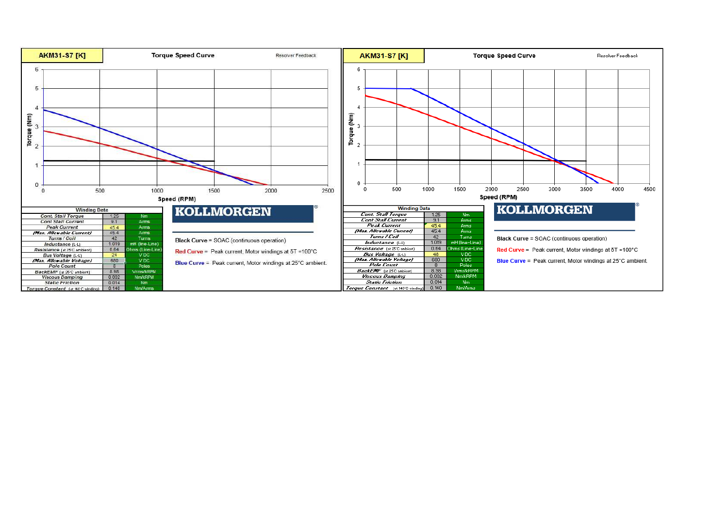## AKM31-S7 [K]

**Torque Speed Curve**

Resolver Feedback

Torque (Nm)

6
5
4
3
2
1
0

0 500 1000 1500 2000 2500

Speed (RPM)

| Winding Data | | |
|---|---|---|
| Cont. Stall Torque | 1.25 | Nm |
| Cont Stall Current | 9.1 | Arms |
| Peak Current | 45.4 | Arms |
| *(Max. Allowable Current)* | 45.4 | Arms |
| Turns / Coil | 42 | Turns |
| Inductance (L-L) | 1.019 | mH (line Line) |
| Resistance (at 25C ambient) | 0.64 | Ohms (Line-Line) |
| Bus Voltage (L-L) | 24 | V DC |
| *(Max. Allowable Voltage)* | 680 | V DC |
| Pole Count | 8 | Poles |
| BackEMF (at 25C ambient) | 8.98 | Vrms/kRPM |
| Viscous Damping | 0.002 | Nm/kRPM |
| Static Friction | 0.014 | Nm |
| Torque Constant (at 140C winding) | 0.140 | Nm/Arms |

**KOLLMORGEN**®

**Black Curve** = SOAC (continuous operation)

**Red Curve** = Peak current, Motor windings at δT =100°C

**Blue Curve** = Peak current, Motor windings at 25°C ambient.

## AKM31-S7 [K]

**Torque Speed Curve**

Resolver Feedback

Torque (Nm)

6
5
4
3
2
1
0

0 500 1000 1500 2000 2500 3000 3500 4000 4500

Speed (RPM)

| Winding Data | | |
|---|---|---|
| Cont. Stall Torque | 1.25 | Nm |
| Cont Stall Current | 9.1 | Arms |
| Peak Current | 45.4 | Arms |
| *(Max. Allowable Current)* | 45.4 | Arms |
| Turns / Coil | 42 | Turns |
| Inductance (L-L) | 1.019 | mH (line-Line) |
| Resistance (at 25C ambient) | 0.64 | Ohms (Line-Line) |
| Bus Voltage (L-L) | 48 | V DC |
| *(Max. Allowable Voltage)* | 680 | V DC |
| Pole Count | 8 | Poles |
| BackEMF (at 25C ambient) | 8.98 | Vrms/kRPM |
| Viscous Damping | 0.002 | Nm/kRPM |
| Static Friction | 0.014 | Nm |
| Torque Constant (at 140C winding) | 0.140 | Nm/Arms |

**KOLLMORGEN**®

**Black Curve** = SOAC (continuous operation)

**Red Curve** = Peak current, Motor windings at δT =100°C

**Blue Curve** = Peak current, Motor windings at 25°C ambient.